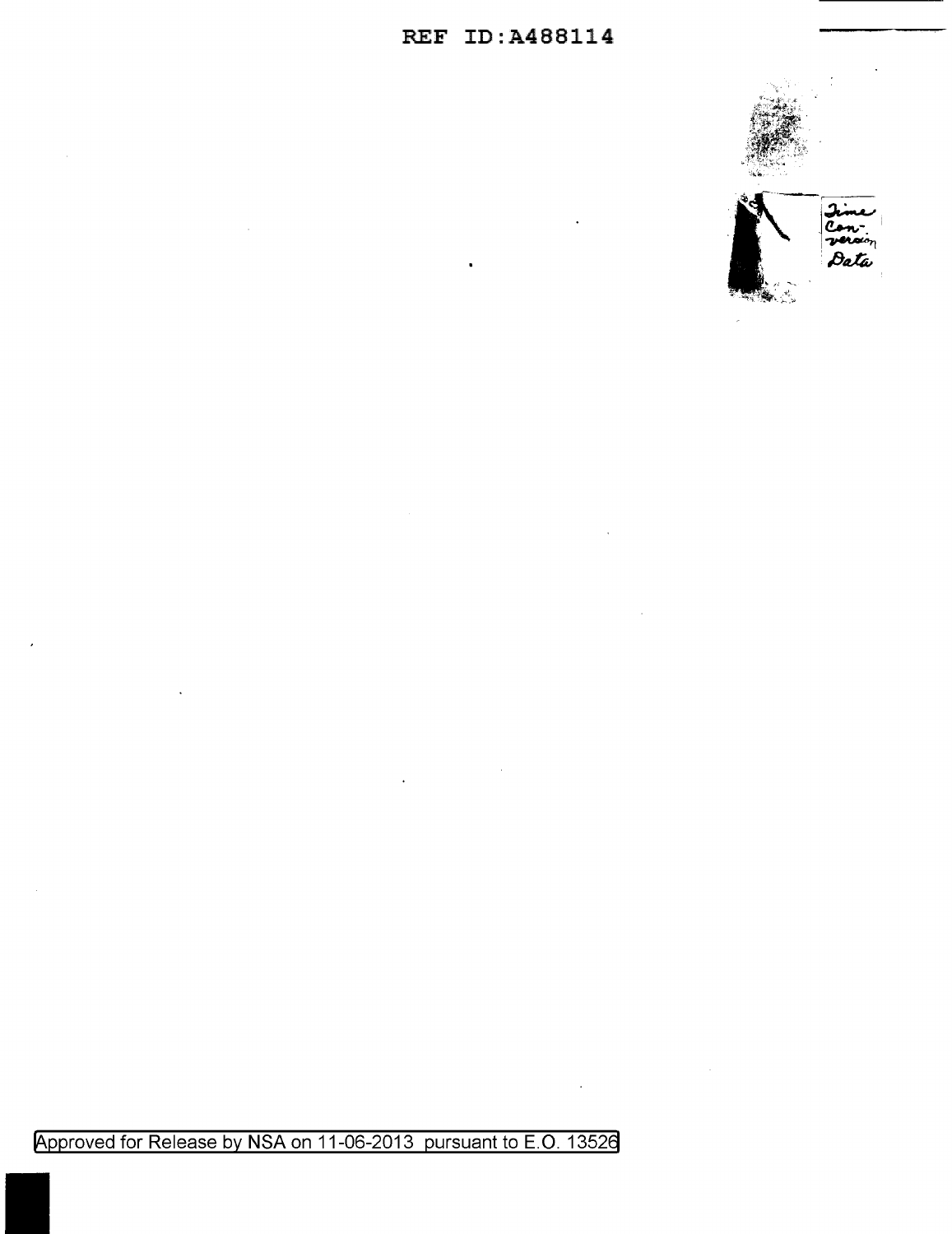Time Conversion Data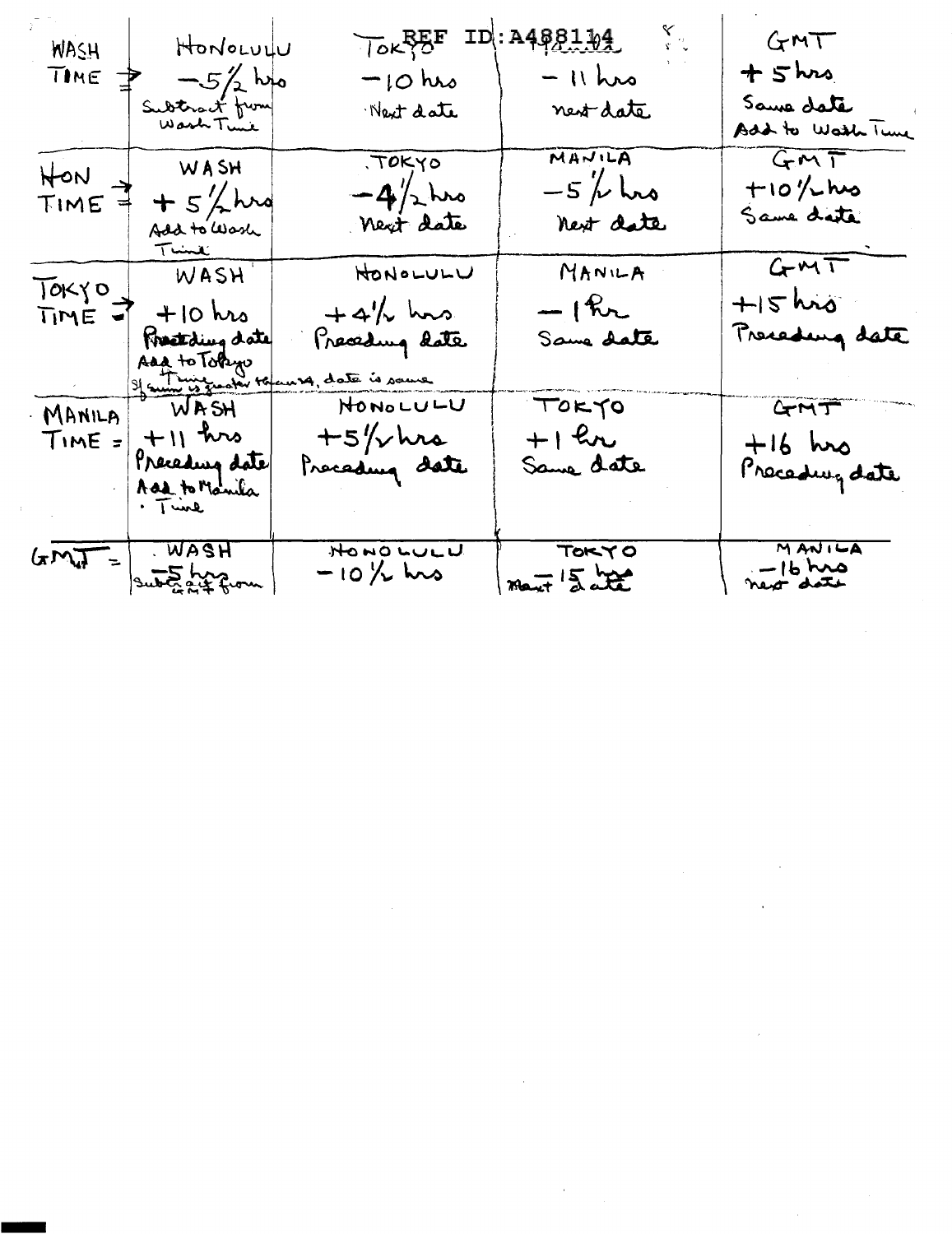REF ID:A488114

| | | | | |
|---|---|---|---|---|
| WASH TIME = | HONOLULU $-5\frac{1}{2}$ hrs Subtract from Wash Time | TOKYO $-10$ hrs Next date | MANILA $-11$ hrs next date | GMT $+5$ hrs Same date Add to Wash Time |
| HON TIME = | WASH $+5\frac{1}{2}$ hrs Add to Wash Time | TOKYO $-4\frac{1}{2}$ hrs Next date | MANILA $-5\frac{1}{2}$ hrs Next date | GMT $+10\frac{1}{2}$ hrs Same date |
| TOKYO TIME = | WASH $+10$ hrs Preceding date Add to Tokyo Time If sum is greater than 24, date is same | HONOLULU $+4\frac{1}{2}$ hrs Preceding date | MANILA $-1$ hr Same date | GMT $+15$ hrs Preceding date |
| MANILA TIME = | WASH $+11$ hrs Preceding date Add to Manila Time | HONOLULU $+5\frac{1}{2}$ hrs Preceding date | TOKYO $+1$ hr Same date | GMT $+16$ hrs Preceding date |
| GMT = | WASH $-5$ hrs subtract from GMT | HONOLULU $-10\frac{1}{2}$ hrs | TOKYO $-15$ hrs Next date | MANILA $-16$ hrs next date |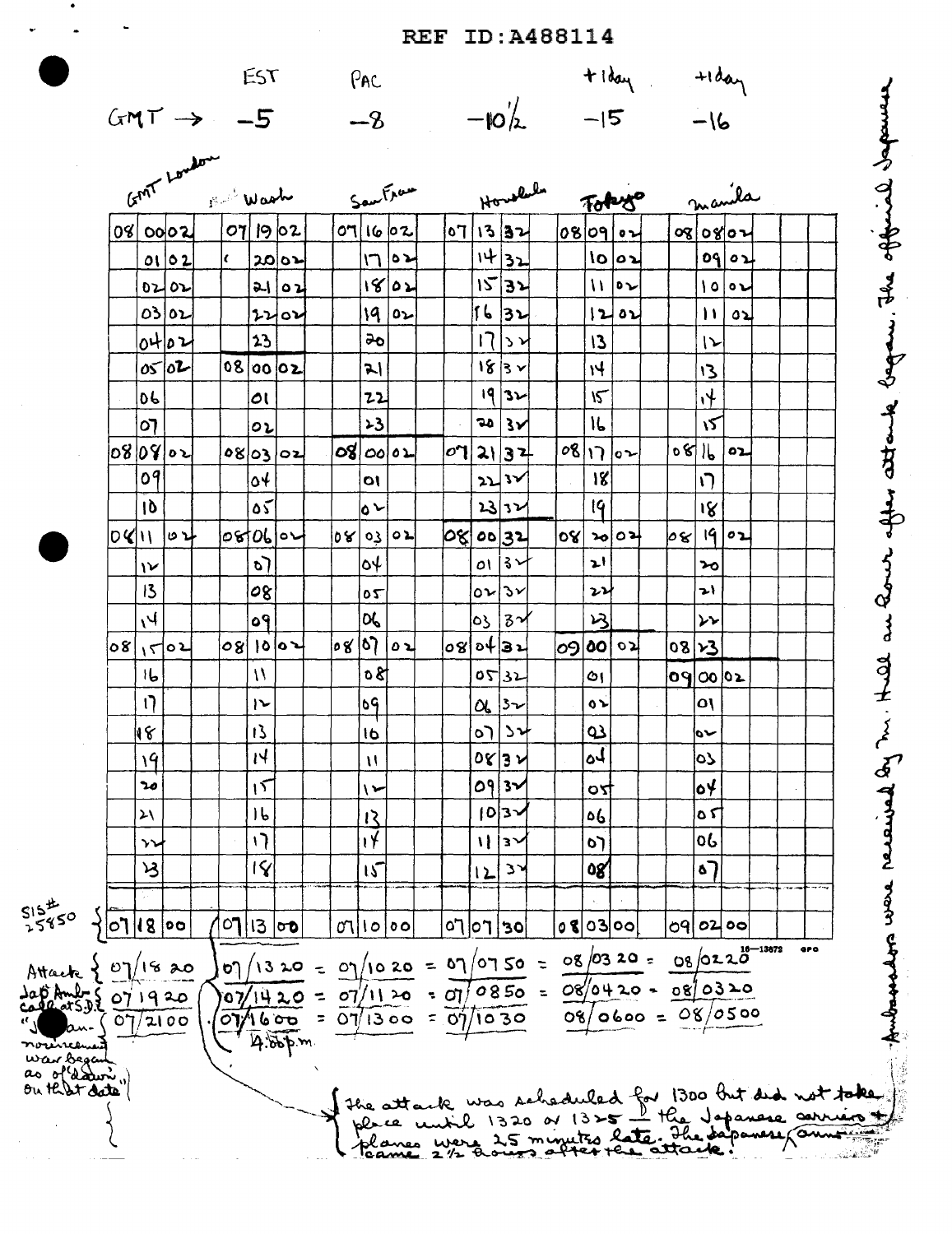REF ID:A488114

| GMT → | EST −5 | PAC −8 | −10½ | +1day −15 | +1day −16 |
|---|---|---|---|---|---|
| GMT London | Wash | San Fran | Honolulu | Tokyo | Manila |
| 08 00 02 | 07 19 02 | 07 16 02 | 07 13 32 | 08 09 02 | 08 08 02 |
| 01 02 | 20 02 | 17 02 | 14 32 | 10 02 | 09 02 |
| 02 02 | 21 02 | 18 02 | 15 32 | 11 02 | 10 02 |
| 03 02 | 22 02 | 19 02 | 16 32 | 12 02 | 11 02 |
| 04 02 | 23 | 20 | 17 32 | 13 | 12 |
| 05 02 | 08 00 02 | 21 | 18 32 | 14 | 13 |
| 06 | 01 | 22 | 19 32 | 15 | 14 |
| 07 | 02 | 23 | 20 32 | 16 | 15 |
| 08 08 02 | 08 03 02 | 08 00 02 | 07 21 32 | 08 17 02 | 08 16 02 |
| 09 | 04 | 01 | 22 32 | 18 | 17 |
| 10 | 05 | 02 | 23 32 | 19 | 18 |
| 08 11 02 | 08 06 02 | 08 03 02 | 08 00 32 | 08 20 02 | 08 19 02 |
| 12 | 07 | 04 | 01 32 | 21 | 20 |
| 13 | 08 | 05 | 02 32 | 22 | 21 |
| 14 | 09 | 06 | 03 32 | 23 | 22 |
| 08 15 02 | 08 10 02 | 08 07 02 | 08 04 32 | 09 00 02 | 08 23 |
| 16 | 11 | 08 | 05 32 | 01 | 09 00 02 |
| 17 | 12 | 09 | 06 32 | 02 | 01 |
| 18 | 13 | 10 | 07 32 | 03 | 02 |
| 19 | 14 | 11 | 08 32 | 04 | 03 |
| 20 | 15 | 12 | 09 32 | 05 | 04 |
| 21 | 16 | 13 | 10 32 | 06 | 05 |
| 22 | 17 | 14 | 11 32 | 07 | 06 |
| 23 | 18 | 15 | 12 32 | 08 | 07 |
| SIS # 25850 { 07 18 00 | 07 13 00 | 07 10 00 | 07 07 30 | 08 03 00 | 09 02 00 |

Attack { 07/18 20 | 07/13 20 = 07/10 20 = 07/07 50 = 08/03 20 = 08/02 20

Jap Amb. called at S.D. { 07 19 20 | 07/14 20 = 07/11 20 = 07/08 50 = 08/04 20 = 08/03 20

"Japan-announcement war began as of 'dawn' on that date" { 07/21 00 | 07/16 00 = 07/13 00 = 07/10 30 08/06 00 = 08/05 00

4:00 p.m.

The attack was scheduled for 1300 but did not take place until 1320 or 1325 — the Japanese carriers + planes were 25 minutes late. The Japanese announcement came 2½ hours after the attack.

Ambassadors were received by Mr. Hull an hour after attack began. The official Japanese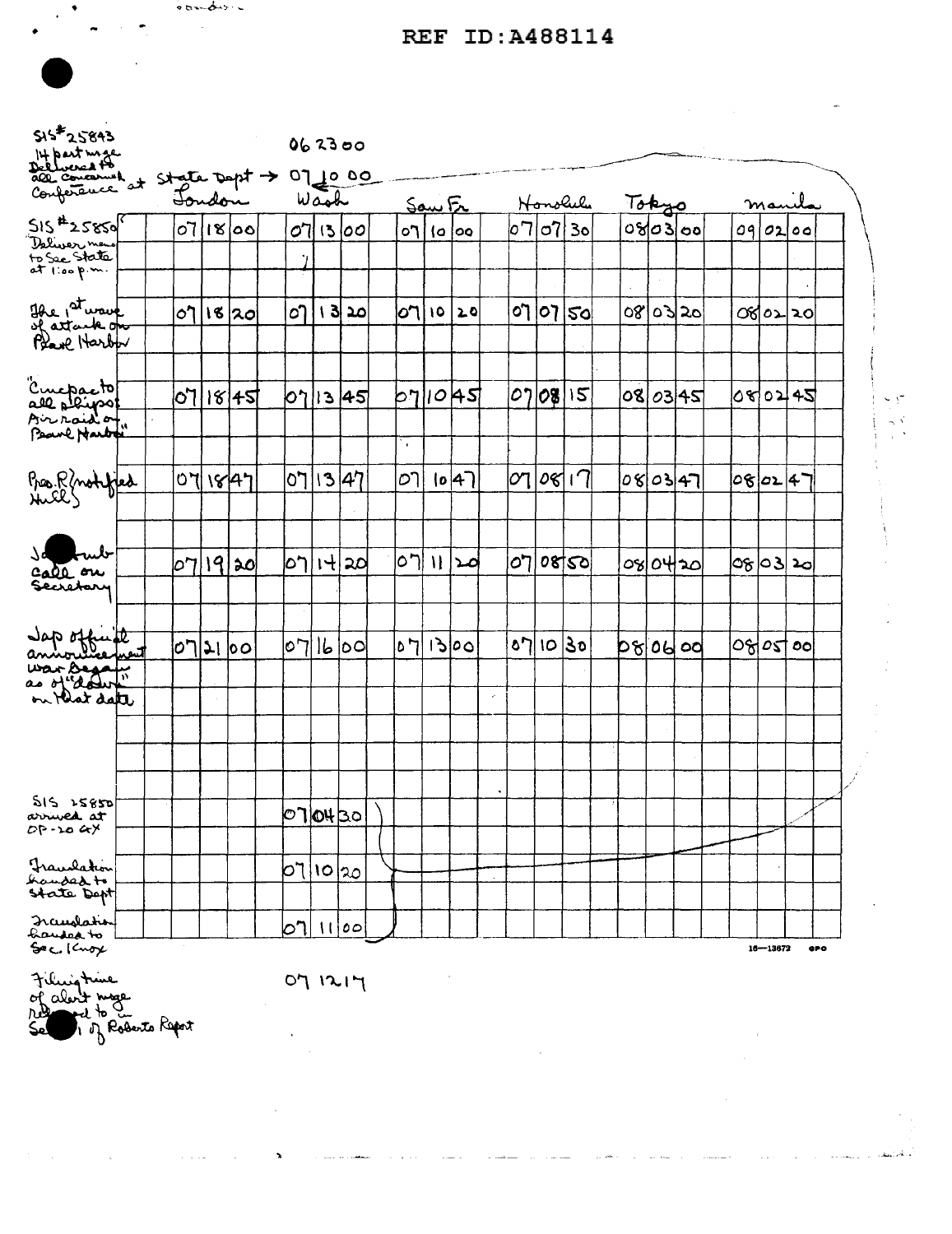REF ID:A488114

SIS #25843
14 part msge
Delivered to
all concerned at State Dept → 07 10 00
Conference

06 23 00

| | London | Wash | San Fr | Honolulu | Tokyo | Manila |
|---|---|---|---|---|---|---|
| SIS #25850 Deliver msge to Sec State at 1:00 p.m. | 07 18 00 | 07 13 00 | 07 10 00 | 07 07 30 | 08 03 00 | 09 02 00 |
| The 1st wave of attack on Pearl Harbor | 07 18 20 | 07 13 20 | 07 10 20 | 07 07 50 | 08 03 20 | 08 02 20 |
| "Cincpac to all ships: Air raid on Pearl Harbor" | 07 18 45 | 07 13 45 | 07 10 45 | 07 08 15 | 08 03 45 | 08 02 45 |
| Pres. R (notified Hull) | 07 18 47 | 07 13 47 | 07 10 47 | 07 08 17 | 08 03 47 | 08 02 47 |
| J... call on Secretary | 07 19 20 | 07 14 20 | 07 11 20 | 07 08 50 | 08 04 20 | 08 03 20 |
| Jap official announcement war began as of "dawn" on that date | 07 21 00 | 07 16 00 | 07 13 00 | 07 10 30 | 08 06 00 | 08 05 00 |
| SIS 25850 arrived at OP-20 GY | | 07 04 30 | | | | |
| Translation handed to State Dept | | 07 10 20 | | | | |
| Translation handed to Sec. Knox | | 07 11 00 | | | | |

Filing time of alert msge referred to in Se... of Roberts Report

07 12 17